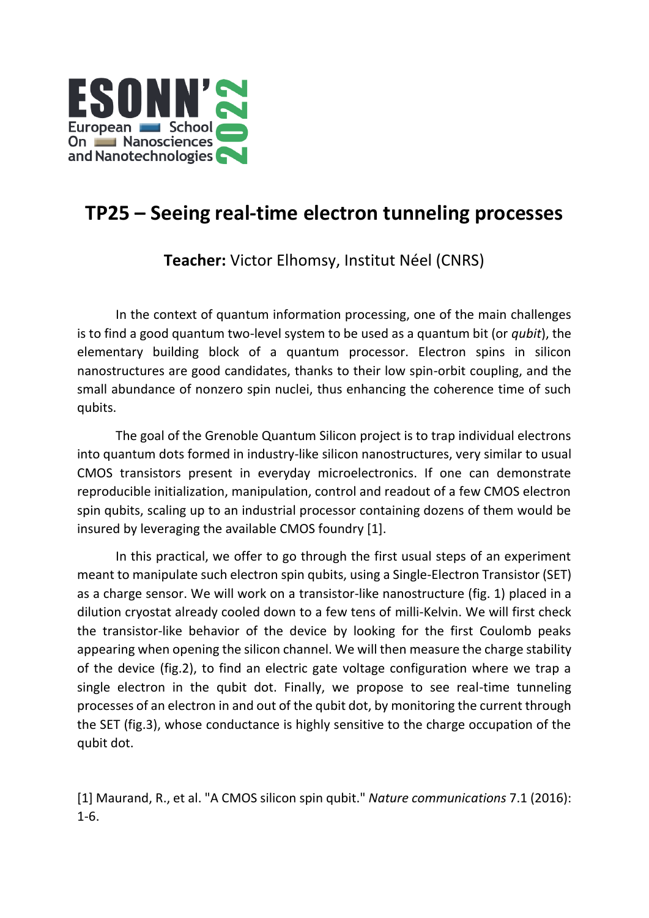ESONN'2022
European School On Nanosciences and Nanotechnologies

# TP25 – Seeing real-time electron tunneling processes

**Teacher:** Victor Elhomsy, Institut Néel (CNRS)

In the context of quantum information processing, one of the main challenges is to find a good quantum two-level system to be used as a quantum bit (or *qubit*), the elementary building block of a quantum processor. Electron spins in silicon nanostructures are good candidates, thanks to their low spin-orbit coupling, and the small abundance of nonzero spin nuclei, thus enhancing the coherence time of such qubits.

The goal of the Grenoble Quantum Silicon project is to trap individual electrons into quantum dots formed in industry-like silicon nanostructures, very similar to usual CMOS transistors present in everyday microelectronics. If one can demonstrate reproducible initialization, manipulation, control and readout of a few CMOS electron spin qubits, scaling up to an industrial processor containing dozens of them would be insured by leveraging the available CMOS foundry [1].

In this practical, we offer to go through the first usual steps of an experiment meant to manipulate such electron spin qubits, using a Single-Electron Transistor (SET) as a charge sensor. We will work on a transistor-like nanostructure (fig. 1) placed in a dilution cryostat already cooled down to a few tens of milli-Kelvin. We will first check the transistor-like behavior of the device by looking for the first Coulomb peaks appearing when opening the silicon channel. We will then measure the charge stability of the device (fig.2), to find an electric gate voltage configuration where we trap a single electron in the qubit dot. Finally, we propose to see real-time tunneling processes of an electron in and out of the qubit dot, by monitoring the current through the SET (fig.3), whose conductance is highly sensitive to the charge occupation of the qubit dot.

[1] Maurand, R., et al. "A CMOS silicon spin qubit." *Nature communications* 7.1 (2016): 1-6.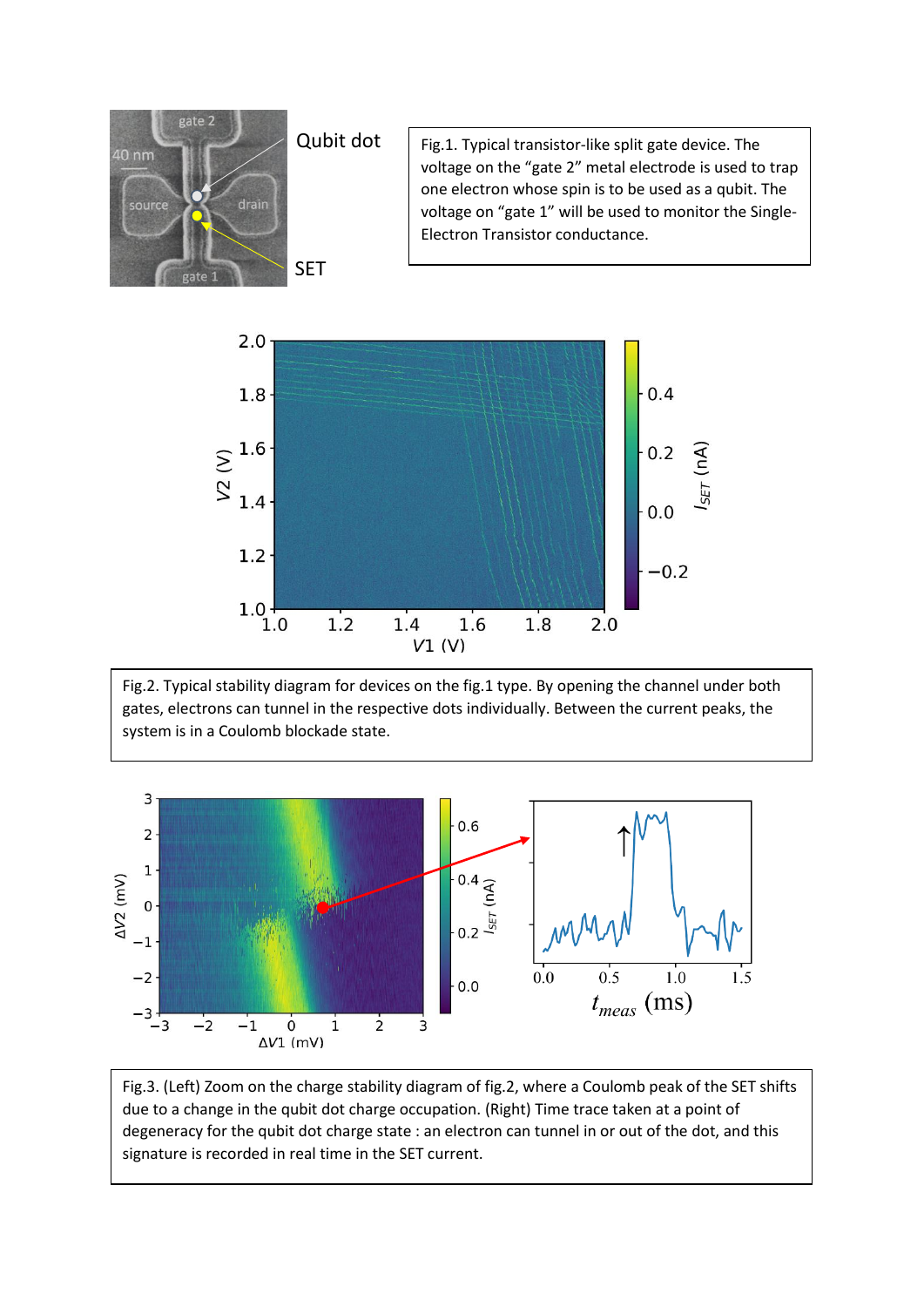Qubit dot

SET

gate 2

40 nm

source

drain

gate 1

Fig.1. Typical transistor-like split gate device. The voltage on the “gate 2” metal electrode is used to trap one electron whose spin is to be used as a qubit. The voltage on “gate 1” will be used to monitor the Single-Electron Transistor conductance.

2.0
1.8
1.6
1.4
1.2
1.0

$V2$ (V)

1.0 1.2 1.4 1.6 1.8 2.0

$V1$ (V)

0.4
0.2
0.0
−0.2

$I_{SET}$ (nA)

Fig.2. Typical stability diagram for devices on the fig.1 type. By opening the channel under both gates, electrons can tunnel in the respective dots individually. Between the current peaks, the system is in a Coulomb blockade state.

3
2
1
0
−1
−2
−3

ΔV2 (mV)

−3 −2 −1 0 1 2 3

ΔV1 (mV)

0.6
0.4
0.2
0.0

$I_{SET}$ (nA)

0.0 0.5 1.0 1.5

$t_{meas}$ (ms)

Fig.3. (Left) Zoom on the charge stability diagram of fig.2, where a Coulomb peak of the SET shifts due to a change in the qubit dot charge occupation. (Right) Time trace taken at a point of degeneracy for the qubit dot charge state : an electron can tunnel in or out of the dot, and this signature is recorded in real time in the SET current.